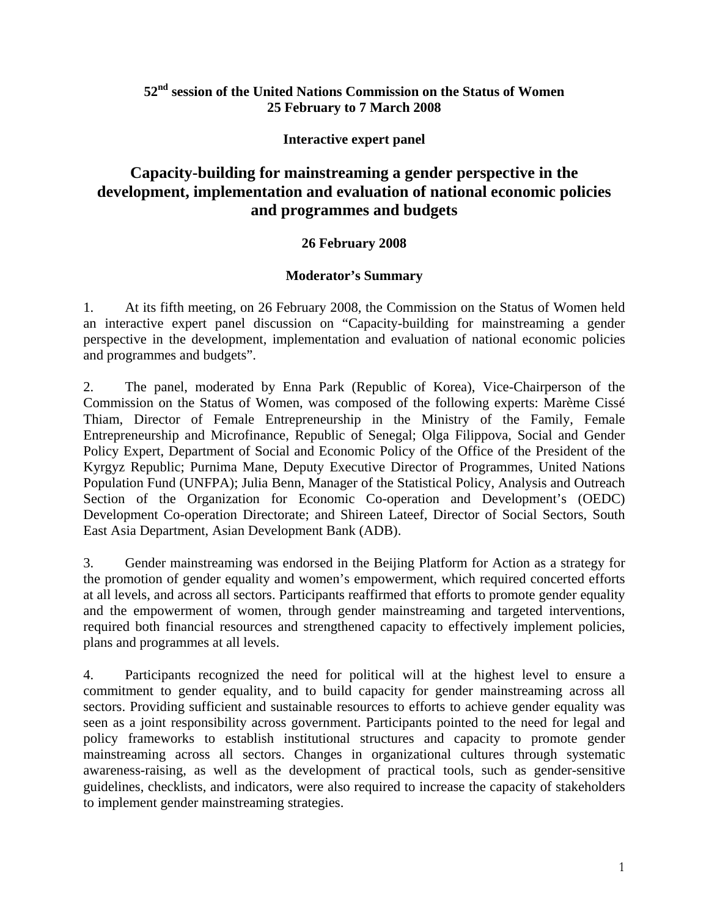**52nd session of the United Nations Commission on the Status of Women**
**25 February to 7 March 2008**

**Interactive expert panel**

# Capacity-building for mainstreaming a gender perspective in the development, implementation and evaluation of national economic policies and programmes and budgets

**26 February 2008**

## Moderator's Summary

1. At its fifth meeting, on 26 February 2008, the Commission on the Status of Women held an interactive expert panel discussion on "Capacity-building for mainstreaming a gender perspective in the development, implementation and evaluation of national economic policies and programmes and budgets".

2. The panel, moderated by Enna Park (Republic of Korea), Vice-Chairperson of the Commission on the Status of Women, was composed of the following experts: Marème Cissé Thiam, Director of Female Entrepreneurship in the Ministry of the Family, Female Entrepreneurship and Microfinance, Republic of Senegal; Olga Filippova, Social and Gender Policy Expert, Department of Social and Economic Policy of the Office of the President of the Kyrgyz Republic; Purnima Mane, Deputy Executive Director of Programmes, United Nations Population Fund (UNFPA); Julia Benn, Manager of the Statistical Policy, Analysis and Outreach Section of the Organization for Economic Co-operation and Development's (OEDC) Development Co-operation Directorate; and Shireen Lateef, Director of Social Sectors, South East Asia Department, Asian Development Bank (ADB).

3. Gender mainstreaming was endorsed in the Beijing Platform for Action as a strategy for the promotion of gender equality and women's empowerment, which required concerted efforts at all levels, and across all sectors. Participants reaffirmed that efforts to promote gender equality and the empowerment of women, through gender mainstreaming and targeted interventions, required both financial resources and strengthened capacity to effectively implement policies, plans and programmes at all levels.

4. Participants recognized the need for political will at the highest level to ensure a commitment to gender equality, and to build capacity for gender mainstreaming across all sectors. Providing sufficient and sustainable resources to efforts to achieve gender equality was seen as a joint responsibility across government. Participants pointed to the need for legal and policy frameworks to establish institutional structures and capacity to promote gender mainstreaming across all sectors. Changes in organizational cultures through systematic awareness-raising, as well as the development of practical tools, such as gender-sensitive guidelines, checklists, and indicators, were also required to increase the capacity of stakeholders to implement gender mainstreaming strategies.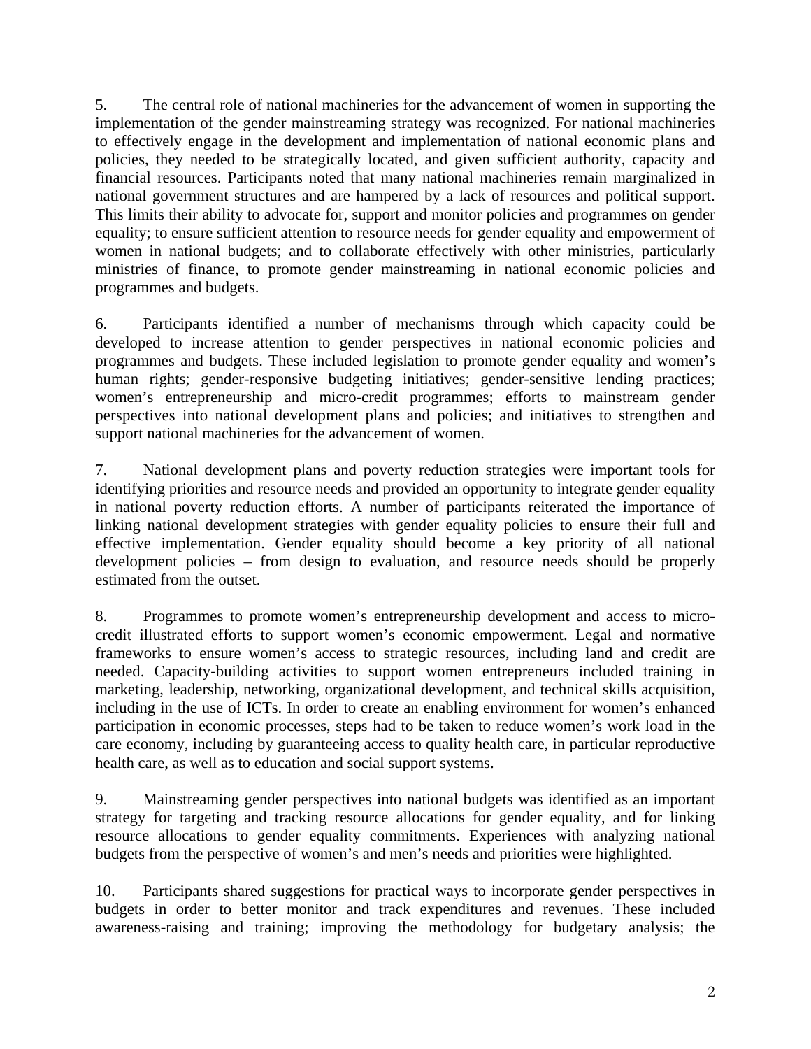5. The central role of national machineries for the advancement of women in supporting the implementation of the gender mainstreaming strategy was recognized. For national machineries to effectively engage in the development and implementation of national economic plans and policies, they needed to be strategically located, and given sufficient authority, capacity and financial resources. Participants noted that many national machineries remain marginalized in national government structures and are hampered by a lack of resources and political support. This limits their ability to advocate for, support and monitor policies and programmes on gender equality; to ensure sufficient attention to resource needs for gender equality and empowerment of women in national budgets; and to collaborate effectively with other ministries, particularly ministries of finance, to promote gender mainstreaming in national economic policies and programmes and budgets.

6. Participants identified a number of mechanisms through which capacity could be developed to increase attention to gender perspectives in national economic policies and programmes and budgets. These included legislation to promote gender equality and women's human rights; gender-responsive budgeting initiatives; gender-sensitive lending practices; women's entrepreneurship and micro-credit programmes; efforts to mainstream gender perspectives into national development plans and policies; and initiatives to strengthen and support national machineries for the advancement of women.

7. National development plans and poverty reduction strategies were important tools for identifying priorities and resource needs and provided an opportunity to integrate gender equality in national poverty reduction efforts. A number of participants reiterated the importance of linking national development strategies with gender equality policies to ensure their full and effective implementation. Gender equality should become a key priority of all national development policies – from design to evaluation, and resource needs should be properly estimated from the outset.

8. Programmes to promote women's entrepreneurship development and access to micro-credit illustrated efforts to support women's economic empowerment. Legal and normative frameworks to ensure women's access to strategic resources, including land and credit are needed. Capacity-building activities to support women entrepreneurs included training in marketing, leadership, networking, organizational development, and technical skills acquisition, including in the use of ICTs. In order to create an enabling environment for women's enhanced participation in economic processes, steps had to be taken to reduce women's work load in the care economy, including by guaranteeing access to quality health care, in particular reproductive health care, as well as to education and social support systems.

9. Mainstreaming gender perspectives into national budgets was identified as an important strategy for targeting and tracking resource allocations for gender equality, and for linking resource allocations to gender equality commitments. Experiences with analyzing national budgets from the perspective of women's and men's needs and priorities were highlighted.

10. Participants shared suggestions for practical ways to incorporate gender perspectives in budgets in order to better monitor and track expenditures and revenues. These included awareness-raising and training; improving the methodology for budgetary analysis; the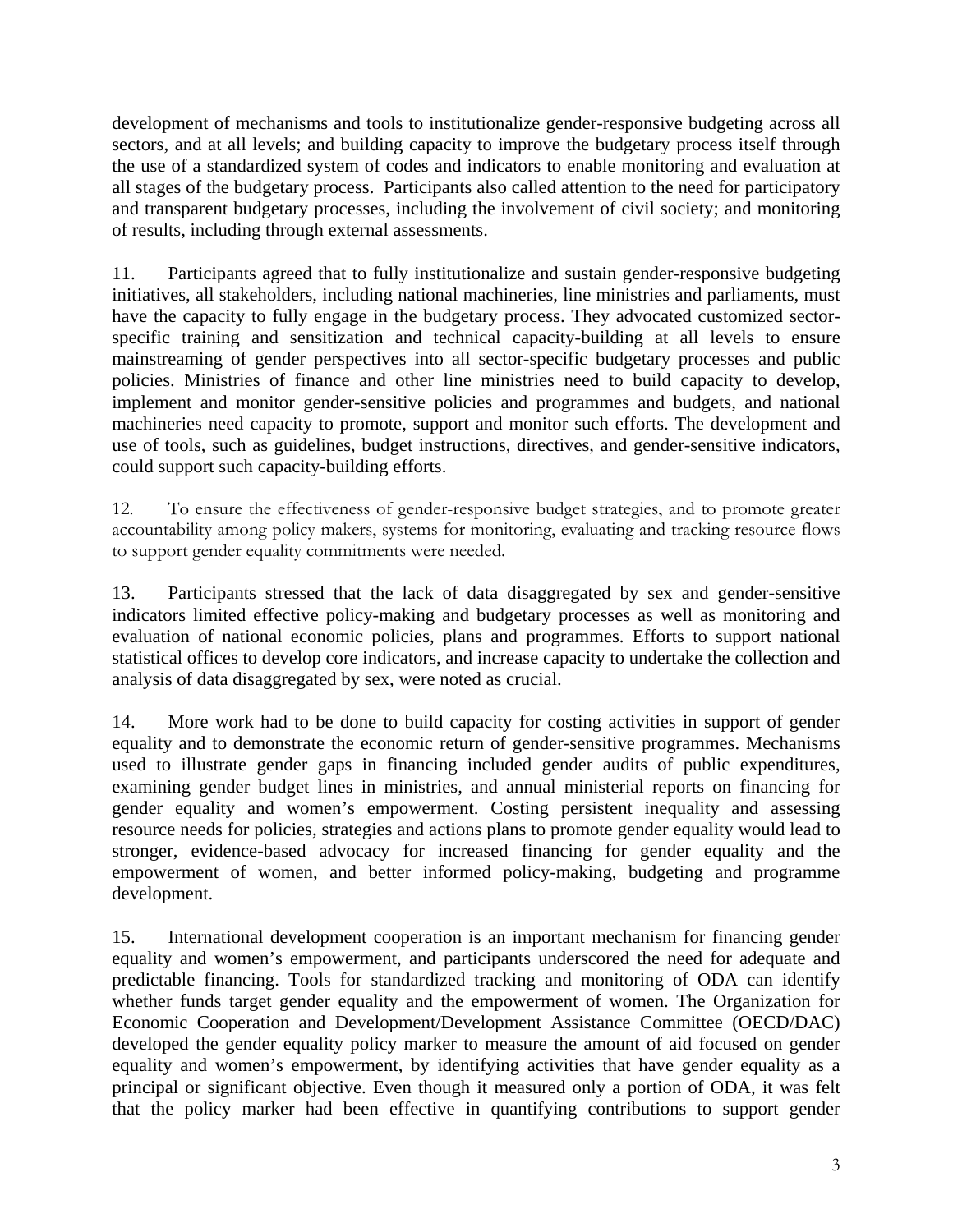development of mechanisms and tools to institutionalize gender-responsive budgeting across all sectors, and at all levels; and building capacity to improve the budgetary process itself through the use of a standardized system of codes and indicators to enable monitoring and evaluation at all stages of the budgetary process. Participants also called attention to the need for participatory and transparent budgetary processes, including the involvement of civil society; and monitoring of results, including through external assessments.

11. Participants agreed that to fully institutionalize and sustain gender-responsive budgeting initiatives, all stakeholders, including national machineries, line ministries and parliaments, must have the capacity to fully engage in the budgetary process. They advocated customized sector-specific training and sensitization and technical capacity-building at all levels to ensure mainstreaming of gender perspectives into all sector-specific budgetary processes and public policies. Ministries of finance and other line ministries need to build capacity to develop, implement and monitor gender-sensitive policies and programmes and budgets, and national machineries need capacity to promote, support and monitor such efforts. The development and use of tools, such as guidelines, budget instructions, directives, and gender-sensitive indicators, could support such capacity-building efforts.

12. To ensure the effectiveness of gender-responsive budget strategies, and to promote greater accountability among policy makers, systems for monitoring, evaluating and tracking resource flows to support gender equality commitments were needed.

13. Participants stressed that the lack of data disaggregated by sex and gender-sensitive indicators limited effective policy-making and budgetary processes as well as monitoring and evaluation of national economic policies, plans and programmes. Efforts to support national statistical offices to develop core indicators, and increase capacity to undertake the collection and analysis of data disaggregated by sex, were noted as crucial.

14. More work had to be done to build capacity for costing activities in support of gender equality and to demonstrate the economic return of gender-sensitive programmes. Mechanisms used to illustrate gender gaps in financing included gender audits of public expenditures, examining gender budget lines in ministries, and annual ministerial reports on financing for gender equality and women's empowerment. Costing persistent inequality and assessing resource needs for policies, strategies and actions plans to promote gender equality would lead to stronger, evidence-based advocacy for increased financing for gender equality and the empowerment of women, and better informed policy-making, budgeting and programme development.

15. International development cooperation is an important mechanism for financing gender equality and women's empowerment, and participants underscored the need for adequate and predictable financing. Tools for standardized tracking and monitoring of ODA can identify whether funds target gender equality and the empowerment of women. The Organization for Economic Cooperation and Development/Development Assistance Committee (OECD/DAC) developed the gender equality policy marker to measure the amount of aid focused on gender equality and women's empowerment, by identifying activities that have gender equality as a principal or significant objective. Even though it measured only a portion of ODA, it was felt that the policy marker had been effective in quantifying contributions to support gender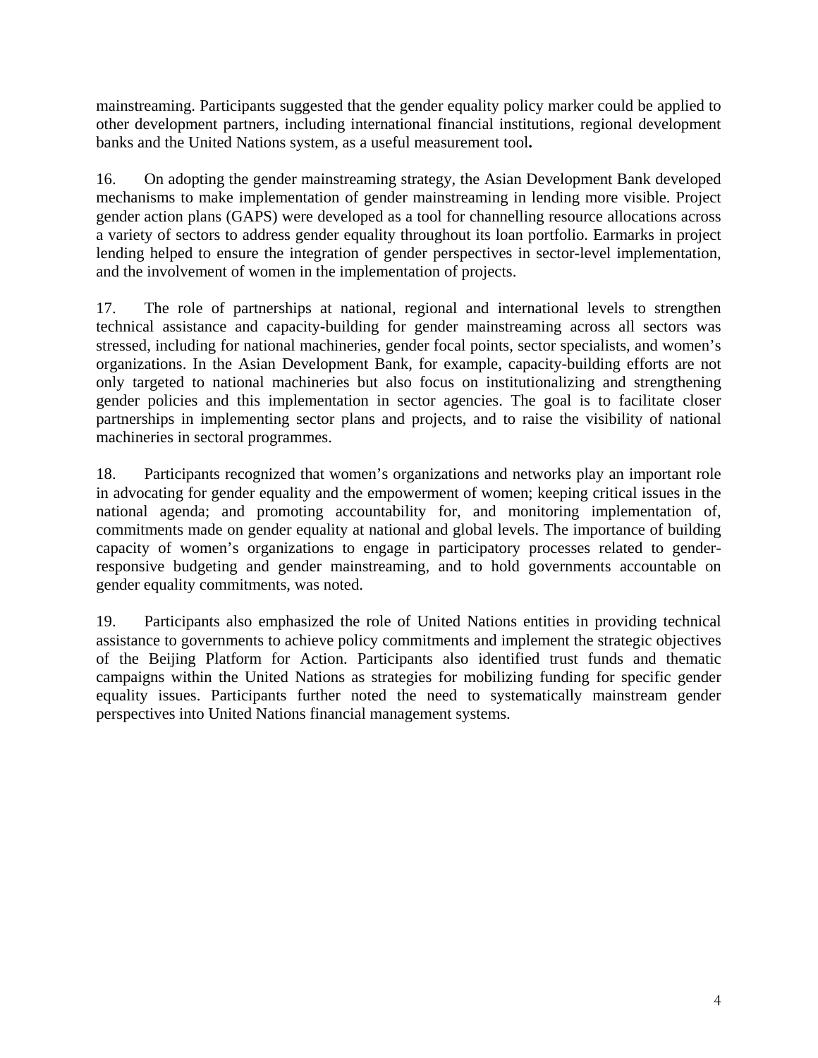mainstreaming. Participants suggested that the gender equality policy marker could be applied to other development partners, including international financial institutions, regional development banks and the United Nations system, as a useful measurement tool**.**

16. On adopting the gender mainstreaming strategy, the Asian Development Bank developed mechanisms to make implementation of gender mainstreaming in lending more visible. Project gender action plans (GAPS) were developed as a tool for channelling resource allocations across a variety of sectors to address gender equality throughout its loan portfolio. Earmarks in project lending helped to ensure the integration of gender perspectives in sector-level implementation, and the involvement of women in the implementation of projects.

17. The role of partnerships at national, regional and international levels to strengthen technical assistance and capacity-building for gender mainstreaming across all sectors was stressed, including for national machineries, gender focal points, sector specialists, and women's organizations. In the Asian Development Bank, for example, capacity-building efforts are not only targeted to national machineries but also focus on institutionalizing and strengthening gender policies and this implementation in sector agencies. The goal is to facilitate closer partnerships in implementing sector plans and projects, and to raise the visibility of national machineries in sectoral programmes.

18. Participants recognized that women's organizations and networks play an important role in advocating for gender equality and the empowerment of women; keeping critical issues in the national agenda; and promoting accountability for, and monitoring implementation of, commitments made on gender equality at national and global levels. The importance of building capacity of women's organizations to engage in participatory processes related to gender-responsive budgeting and gender mainstreaming, and to hold governments accountable on gender equality commitments, was noted.

19. Participants also emphasized the role of United Nations entities in providing technical assistance to governments to achieve policy commitments and implement the strategic objectives of the Beijing Platform for Action. Participants also identified trust funds and thematic campaigns within the United Nations as strategies for mobilizing funding for specific gender equality issues. Participants further noted the need to systematically mainstream gender perspectives into United Nations financial management systems.